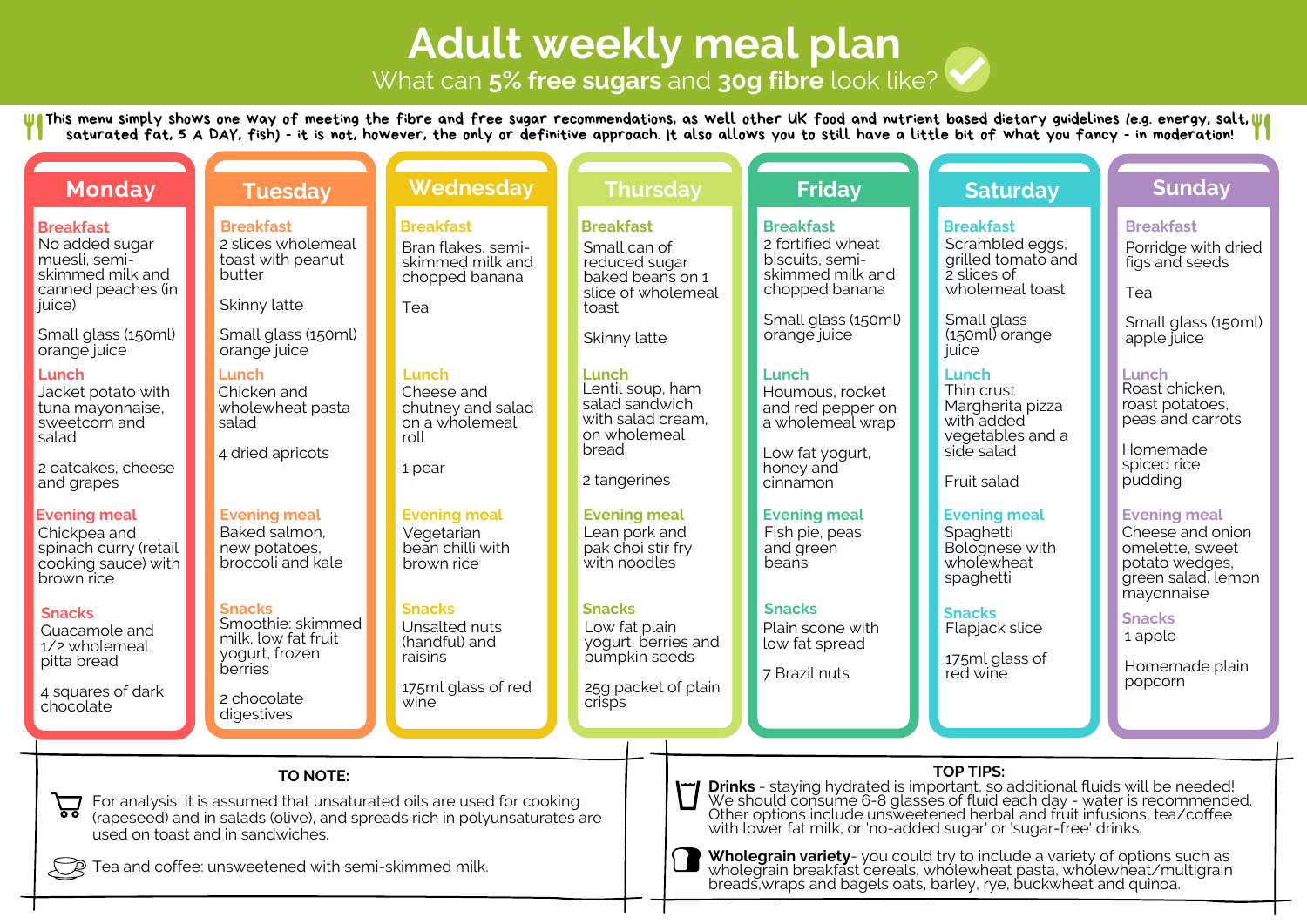# Adult weekly meal plan

## What can **5% free sugars** and **30g fibre** look like?

This menu simply shows one way of meeting the fibre and free sugar recommendations, as well other UK food and nutrient based dietary guidelines (e.g. energy, salt, saturated fat, 5 A DAY, fish) - it is not, however, the only or definitive approach. It also allows you to still have a little bit of what you fancy - in moderation!

| | Monday | Tuesday | Wednesday | Thursday | Friday | Saturday | Sunday |
|---|---|---|---|---|---|---|---|
| **Breakfast** | No added sugar muesli, semi-skimmed milk and canned peaches (in juice)<br><br>Small glass (150ml) orange juice | 2 slices wholemeal toast with peanut butter<br><br>Skinny latte<br><br>Small glass (150ml) orange juice | Bran flakes, semi-skimmed milk and chopped banana<br><br>Tea | Small can of reduced sugar baked beans on 1 slice of wholemeal toast<br><br>Skinny latte | 2 fortified wheat biscuits, semi-skimmed milk and chopped banana<br><br>Small glass (150ml) orange juice | Scrambled eggs, grilled tomato and 2 slices of wholemeal toast<br><br>Small glass (150ml) orange juice | Porridge with dried figs and seeds<br><br>Tea<br><br>Small glass (150ml) apple juice |
| **Lunch** | Jacket potato with tuna mayonnaise, sweetcorn and salad<br><br>2 oatcakes, cheese and grapes | Chicken and wholewheat pasta salad<br><br>4 dried apricots | Cheese and chutney and salad on a wholemeal roll<br><br>1 pear | Lentil soup, ham salad sandwich with salad cream, on wholemeal bread<br><br>2 tangerines | Houmous, rocket and red pepper on a wholemeal wrap<br><br>Low fat yogurt, honey and cinnamon | Thin crust Margherita pizza with added vegetables and a side salad<br><br>Fruit salad | Roast chicken, roast potatoes, peas and carrots<br><br>Homemade spiced rice pudding |
| **Evening meal** | Chickpea and spinach curry (retail cooking sauce) with brown rice | Baked salmon, new potatoes, broccoli and kale | Vegetarian bean chilli with brown rice | Lean pork and pak choi stir fry with noodles | Fish pie, peas and green beans | Spaghetti Bolognese with wholewheat spaghetti | Cheese and onion omelette, sweet potato wedges, green salad, lemon mayonnaise |
| **Snacks** | Guacamole and 1/2 wholemeal pitta bread<br><br>4 squares of dark chocolate | Smoothie: skimmed milk, low fat fruit yogurt, frozen berries<br><br>2 chocolate digestives | Unsalted nuts (handful) and raisins<br><br>175ml glass of red wine | Low fat plain yogurt, berries and pumpkin seeds<br><br>25g packet of plain crisps | Plain scone with low fat spread<br><br>7 Brazil nuts | Flapjack slice<br><br>175ml glass of red wine | 1 apple<br><br>Homemade plain popcorn |

### TO NOTE:

- For analysis, it is assumed that unsaturated oils are used for cooking (rapeseed) and in salads (olive), and spreads rich in polyunsaturates are used on toast and in sandwiches.
- Tea and coffee: unsweetened with semi-skimmed milk.

### TOP TIPS:

- **Drinks** - staying hydrated is important, so additional fluids will be needed! We should consume 6-8 glasses of fluid each day - water is recommended. Other options include unsweetened herbal and fruit infusions, tea/coffee with lower fat milk, or 'no-added sugar' or 'sugar-free' drinks.
- **Wholegrain variety**- you could try to include a variety of options such as wholegrain breakfast cereals, wholewheat pasta, wholewheat/multigrain breads,wraps and bagels oats, barley, rye, buckwheat and quinoa.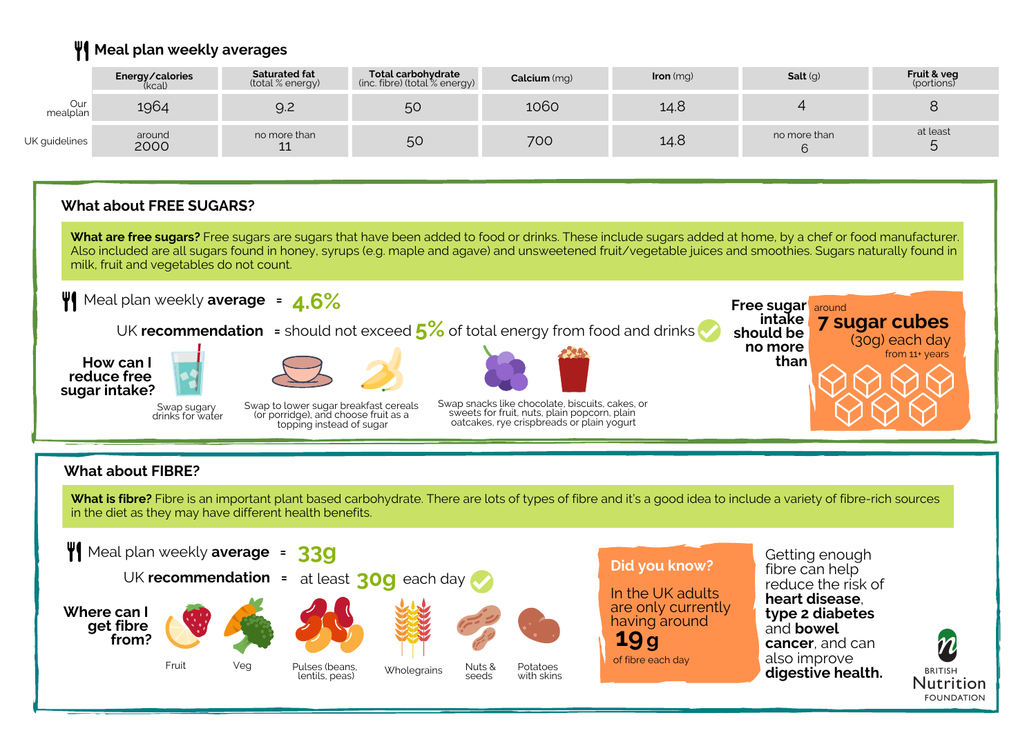## Meal plan weekly averages

| | Energy/calories (kcal) | Saturated fat (total % energy) | Total carbohydrate (inc. fibre) (total % energy) | Calcium (mg) | Iron (mg) | Salt (g) | Fruit & veg (portions) |
|---|---|---|---|---|---|---|---|
| Our mealplan | 1964 | 9.2 | 50 | 1060 | 14.8 | 4 | 8 |
| UK guidelines | around 2000 | no more than 11 | 50 | 700 | 14.8 | no more than 6 | at least 5 |

## What about FREE SUGARS?

**What are free sugars?** Free sugars are sugars that have been added to food or drinks. These include sugars added at home, by a chef or food manufacturer. Also included are all sugars found in honey, syrups (e.g. maple and agave) and unsweetened fruit/vegetable juices and smoothies. Sugars naturally found in milk, fruit and vegetables do not count.

Meal plan weekly **average** = **4.6%**

UK **recommendation** = should not exceed **5%** of total energy from food and drinks

**Free sugar intake should be no more than** around **7 sugar cubes** (30g) each day from 11+ years

**How can I reduce free sugar intake?**

- Swap sugary drinks for water
- Swap to lower sugar breakfast cereals (or porridge), and choose fruit as a topping instead of sugar
- Swap snacks like chocolate, biscuits, cakes, or sweets for fruit, nuts, plain popcorn, plain oatcakes, rye crispbreads or plain yogurt

## What about FIBRE?

**What is fibre?** Fibre is an important plant based carbohydrate. There are lots of types of fibre and it's a good idea to include a variety of fibre-rich sources in the diet as they may have different health benefits.

Meal plan weekly **average** = **33g**

UK **recommendation** = at least **30g** each day

**Where can I get fibre from?**

- Fruit
- Veg
- Pulses (beans, lentils, peas)
- Wholegrains
- Nuts & seeds
- Potatoes with skins

**Did you know?**

In the UK adults are only currently having around **19 g** of fibre each day

Getting enough fibre can help reduce the risk of **heart disease**, **type 2 diabetes** and **bowel cancer**, and can also improve **digestive health.**

BRITISH Nutrition FOUNDATION